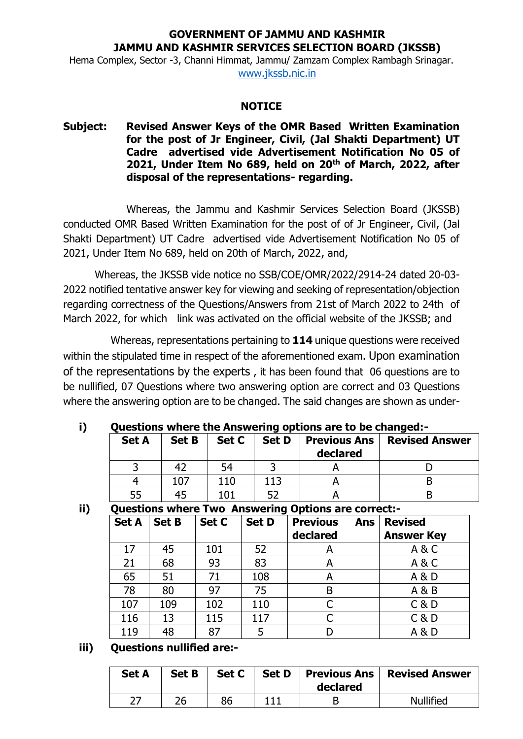**GOVERNMENT OF JAMMU AND KASHMIR**
**JAMMU AND KASHMIR SERVICES SELECTION BOARD (JKSSB)**

Hema Complex, Sector -3, Channi Himmat, Jammu/ Zamzam Complex Rambagh Srinagar.
www.jkssb.nic.in

## NOTICE

**Subject: Revised Answer Keys of the OMR Based Written Examination for the post of Jr Engineer, Civil, (Jal Shakti Department) UT Cadre advertised vide Advertisement Notification No 05 of 2021, Under Item No 689, held on 20th of March, 2022, after disposal of the representations- regarding.**

Whereas, the Jammu and Kashmir Services Selection Board (JKSSB) conducted OMR Based Written Examination for the post of of Jr Engineer, Civil, (Jal Shakti Department) UT Cadre advertised vide Advertisement Notification No 05 of 2021, Under Item No 689, held on 20th of March, 2022, and,

Whereas, the JKSSB vide notice no SSB/COE/OMR/2022/2914-24 dated 20-03-2022 notified tentative answer key for viewing and seeking of representation/objection regarding correctness of the Questions/Answers from 21st of March 2022 to 24th of March 2022, for which link was activated on the official website of the JKSSB; and

Whereas, representations pertaining to **114** unique questions were received within the stipulated time in respect of the aforementioned exam. Upon examination of the representations by the experts , it has been found that 06 questions are to be nullified, 07 Questions where two answering option are correct and 03 Questions where the answering option are to be changed. The said changes are shown as under-

**i) Questions where the Answering options are to be changed:-**

| Set A | Set B | Set C | Set D | Previous Ans declared | Revised Answer |
|---|---|---|---|---|---|
| 3 | 42 | 54 | 3 | A | D |
| 4 | 107 | 110 | 113 | A | B |
| 55 | 45 | 101 | 52 | A | B |

**ii) Questions where Two Answering Options are correct:-**

| Set A | Set B | Set C | Set D | Previous Ans declared | Revised Answer Key |
|---|---|---|---|---|---|
| 17 | 45 | 101 | 52 | A | A & C |
| 21 | 68 | 93 | 83 | A | A & C |
| 65 | 51 | 71 | 108 | A | A & D |
| 78 | 80 | 97 | 75 | B | A & B |
| 107 | 109 | 102 | 110 | C | C & D |
| 116 | 13 | 115 | 117 | C | C & D |
| 119 | 48 | 87 | 5 | D | A & D |

**iii) Questions nullified are:-**

| Set A | Set B | Set C | Set D | Previous Ans declared | Revised Answer |
|---|---|---|---|---|---|
| 27 | 26 | 86 | 111 | B | Nullified |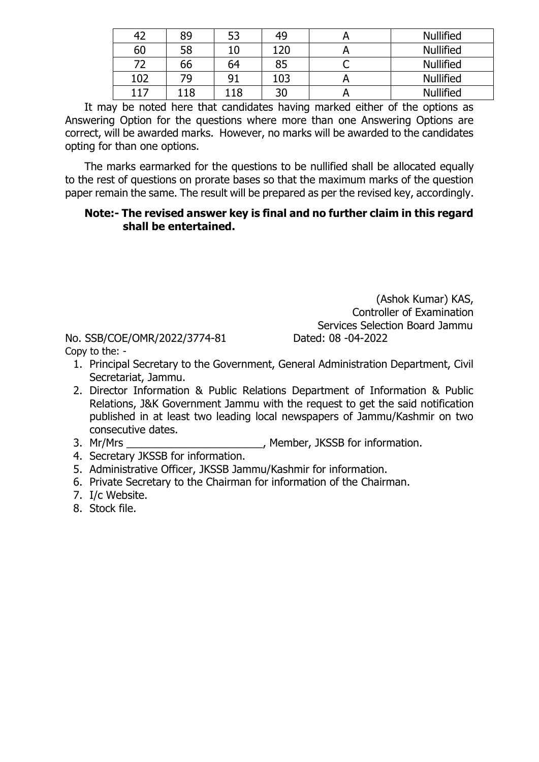| | | | | | |
|---|---|---|---|---|---|
| 42 | 89 | 53 | 49 | A | Nullified |
| 60 | 58 | 10 | 120 | A | Nullified |
| 72 | 66 | 64 | 85 | C | Nullified |
| 102 | 79 | 91 | 103 | A | Nullified |
| 117 | 118 | 118 | 30 | A | Nullified |

It may be noted here that candidates having marked either of the options as Answering Option for the questions where more than one Answering Options are correct, will be awarded marks. However, no marks will be awarded to the candidates opting for than one options.

The marks earmarked for the questions to be nullified shall be allocated equally to the rest of questions on prorate bases so that the maximum marks of the question paper remain the same. The result will be prepared as per the revised key, accordingly.

**Note:- The revised answer key is final and no further claim in this regard shall be entertained.**

(Ashok Kumar) KAS,
Controller of Examination
Services Selection Board Jammu

No. SSB/COE/OMR/2022/3774-81 Dated: 08 -04-2022

Copy to the: -

1. Principal Secretary to the Government, General Administration Department, Civil Secretariat, Jammu.
2. Director Information & Public Relations Department of Information & Public Relations, J&K Government Jammu with the request to get the said notification published in at least two leading local newspapers of Jammu/Kashmir on two consecutive dates.
3. Mr/Mrs ________________________, Member, JKSSB for information.
4. Secretary JKSSB for information.
5. Administrative Officer, JKSSB Jammu/Kashmir for information.
6. Private Secretary to the Chairman for information of the Chairman.
7. I/c Website.
8. Stock file.